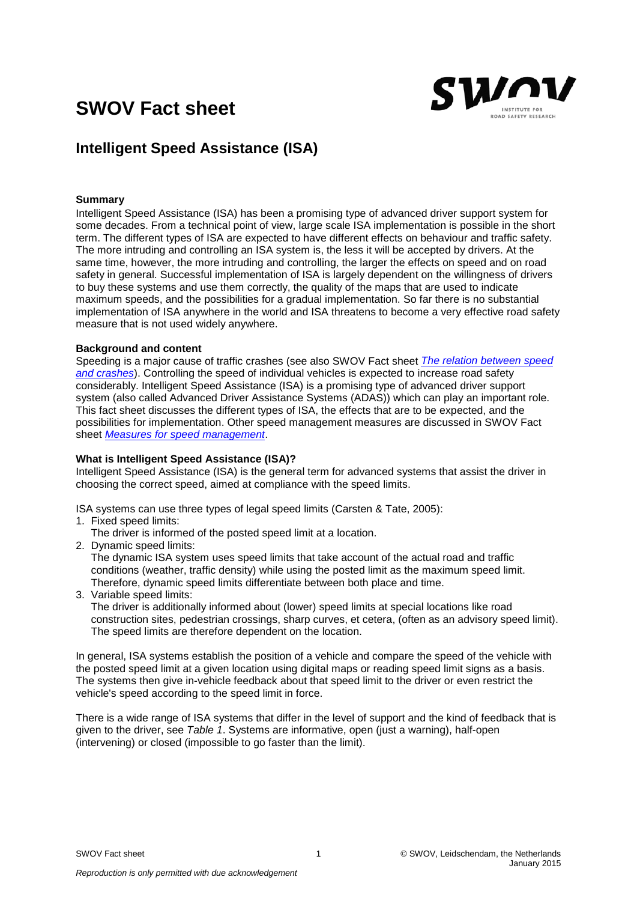# SWOV Fact sheet

## Intelligent Speed Assistance (ISA)

**Summary**

Intelligent Speed Assistance (ISA) has been a promising type of advanced driver support system for some decades. From a technical point of view, large scale ISA implementation is possible in the short term. The different types of ISA are expected to have different effects on behaviour and traffic safety. The more intruding and controlling an ISA system is, the less it will be accepted by drivers. At the same time, however, the more intruding and controlling, the larger the effects on speed and on road safety in general. Successful implementation of ISA is largely dependent on the willingness of drivers to buy these systems and use them correctly, the quality of the maps that are used to indicate maximum speeds, and the possibilities for a gradual implementation. So far there is no substantial implementation of ISA anywhere in the world and ISA threatens to become a very effective road safety measure that is not used widely anywhere.

**Background and content**

Speeding is a major cause of traffic crashes (see also SWOV Fact sheet *The relation between speed and crashes*). Controlling the speed of individual vehicles is expected to increase road safety considerably. Intelligent Speed Assistance (ISA) is a promising type of advanced driver support system (also called Advanced Driver Assistance Systems (ADAS)) which can play an important role. This fact sheet discusses the different types of ISA, the effects that are to be expected, and the possibilities for implementation. Other speed management measures are discussed in SWOV Fact sheet *Measures for speed management*.

**What is Intelligent Speed Assistance (ISA)?**

Intelligent Speed Assistance (ISA) is the general term for advanced systems that assist the driver in choosing the correct speed, aimed at compliance with the speed limits.

ISA systems can use three types of legal speed limits (Carsten & Tate, 2005):

1. Fixed speed limits:
   The driver is informed of the posted speed limit at a location.
2. Dynamic speed limits:
   The dynamic ISA system uses speed limits that take account of the actual road and traffic conditions (weather, traffic density) while using the posted limit as the maximum speed limit. Therefore, dynamic speed limits differentiate between both place and time.
3. Variable speed limits:
   The driver is additionally informed about (lower) speed limits at special locations like road construction sites, pedestrian crossings, sharp curves, et cetera, (often as an advisory speed limit). The speed limits are therefore dependent on the location.

In general, ISA systems establish the position of a vehicle and compare the speed of the vehicle with the posted speed limit at a given location using digital maps or reading speed limit signs as a basis. The systems then give in-vehicle feedback about that speed limit to the driver or even restrict the vehicle's speed according to the speed limit in force.

There is a wide range of ISA systems that differ in the level of support and the kind of feedback that is given to the driver, see *Table 1*. Systems are informative, open (just a warning), half-open (intervening) or closed (impossible to go faster than the limit).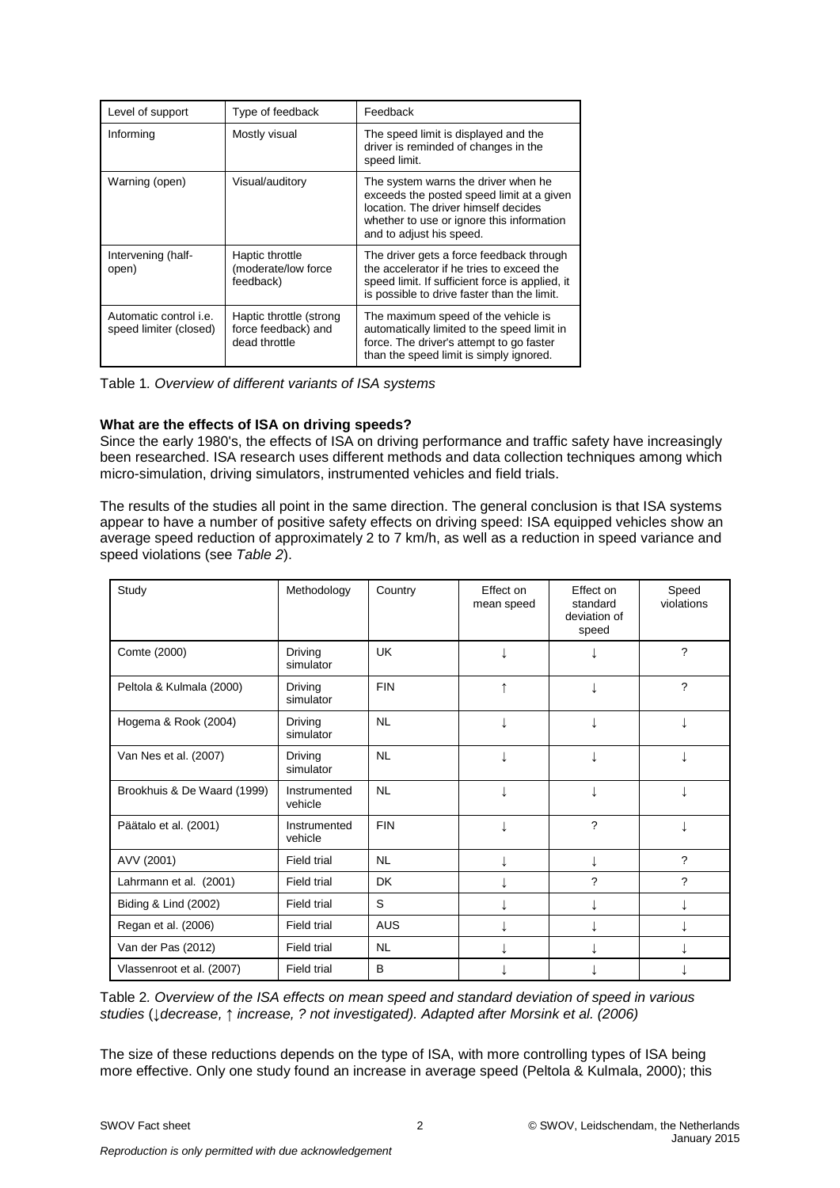| Level of support | Type of feedback | Feedback |
|---|---|---|
| Informing | Mostly visual | The speed limit is displayed and the driver is reminded of changes in the speed limit. |
| Warning (open) | Visual/auditory | The system warns the driver when he exceeds the posted speed limit at a given location. The driver himself decides whether to use or ignore this information and to adjust his speed. |
| Intervening (half-open) | Haptic throttle (moderate/low force feedback) | The driver gets a force feedback through the accelerator if he tries to exceed the speed limit. If sufficient force is applied, it is possible to drive faster than the limit. |
| Automatic control i.e. speed limiter (closed) | Haptic throttle (strong force feedback) and dead throttle | The maximum speed of the vehicle is automatically limited to the speed limit in force. The driver's attempt to go faster than the speed limit is simply ignored. |

Table 1. *Overview of different variants of ISA systems*

**What are the effects of ISA on driving speeds?**

Since the early 1980's, the effects of ISA on driving performance and traffic safety have increasingly been researched. ISA research uses different methods and data collection techniques among which micro-simulation, driving simulators, instrumented vehicles and field trials.

The results of the studies all point in the same direction. The general conclusion is that ISA systems appear to have a number of positive safety effects on driving speed: ISA equipped vehicles show an average speed reduction of approximately 2 to 7 km/h, as well as a reduction in speed variance and speed violations (see *Table 2*).

| Study | Methodology | Country | Effect on mean speed | Effect on standard deviation of speed | Speed violations |
|---|---|---|---|---|---|
| Comte (2000) | Driving simulator | UK | ↓ | ↓ | ? |
| Peltola & Kulmala (2000) | Driving simulator | FIN | ↑ | ↓ | ? |
| Hogema & Rook (2004) | Driving simulator | NL | ↓ | ↓ | ↓ |
| Van Nes et al. (2007) | Driving simulator | NL | ↓ | ↓ | ↓ |
| Brookhuis & De Waard (1999) | Instrumented vehicle | NL | ↓ | ↓ | ↓ |
| Päätalo et al. (2001) | Instrumented vehicle | FIN | ↓ | ? | ↓ |
| AVV (2001) | Field trial | NL | ↓ | ↓ | ? |
| Lahrmann et al. (2001) | Field trial | DK | ↓ | ? | ? |
| Biding & Lind (2002) | Field trial | S | ↓ | ↓ | ↓ |
| Regan et al. (2006) | Field trial | AUS | ↓ | ↓ | ↓ |
| Van der Pas (2012) | Field trial | NL | ↓ | ↓ | ↓ |
| Vlassenroot et al. (2007) | Field trial | B | ↓ | ↓ | ↓ |

Table 2. *Overview of the ISA effects on mean speed and standard deviation of speed in various studies (↓decrease, ↑ increase, ? not investigated). Adapted after Morsink et al. (2006)*

The size of these reductions depends on the type of ISA, with more controlling types of ISA being more effective. Only one study found an increase in average speed (Peltola & Kulmala, 2000); this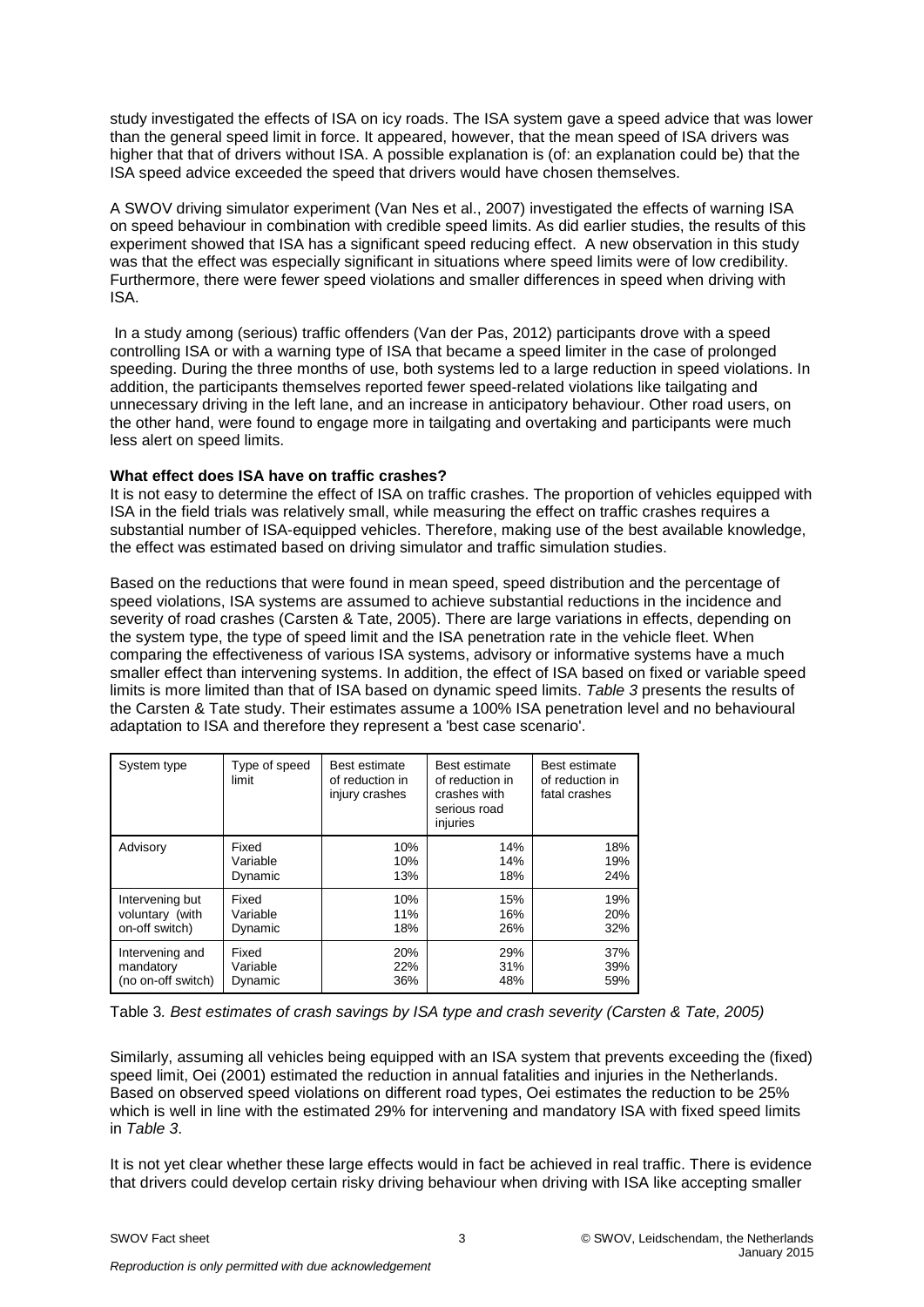study investigated the effects of ISA on icy roads. The ISA system gave a speed advice that was lower than the general speed limit in force. It appeared, however, that the mean speed of ISA drivers was higher that that of drivers without ISA. A possible explanation is (of: an explanation could be) that the ISA speed advice exceeded the speed that drivers would have chosen themselves.

A SWOV driving simulator experiment (Van Nes et al., 2007) investigated the effects of warning ISA on speed behaviour in combination with credible speed limits. As did earlier studies, the results of this experiment showed that ISA has a significant speed reducing effect. A new observation in this study was that the effect was especially significant in situations where speed limits were of low credibility. Furthermore, there were fewer speed violations and smaller differences in speed when driving with ISA.

In a study among (serious) traffic offenders (Van der Pas, 2012) participants drove with a speed controlling ISA or with a warning type of ISA that became a speed limiter in the case of prolonged speeding. During the three months of use, both systems led to a large reduction in speed violations. In addition, the participants themselves reported fewer speed-related violations like tailgating and unnecessary driving in the left lane, and an increase in anticipatory behaviour. Other road users, on the other hand, were found to engage more in tailgating and overtaking and participants were much less alert on speed limits.

**What effect does ISA have on traffic crashes?**

It is not easy to determine the effect of ISA on traffic crashes. The proportion of vehicles equipped with ISA in the field trials was relatively small, while measuring the effect on traffic crashes requires a substantial number of ISA-equipped vehicles. Therefore, making use of the best available knowledge, the effect was estimated based on driving simulator and traffic simulation studies.

Based on the reductions that were found in mean speed, speed distribution and the percentage of speed violations, ISA systems are assumed to achieve substantial reductions in the incidence and severity of road crashes (Carsten & Tate, 2005). There are large variations in effects, depending on the system type, the type of speed limit and the ISA penetration rate in the vehicle fleet. When comparing the effectiveness of various ISA systems, advisory or informative systems have a much smaller effect than intervening systems. In addition, the effect of ISA based on fixed or variable speed limits is more limited than that of ISA based on dynamic speed limits. *Table 3* presents the results of the Carsten & Tate study. Their estimates assume a 100% ISA penetration level and no behavioural adaptation to ISA and therefore they represent a 'best case scenario'.

| System type | Type of speed limit | Best estimate of reduction in injury crashes | Best estimate of reduction in crashes with serious road injuries | Best estimate of reduction in fatal crashes |
|---|---|---|---|---|
| Advisory | Fixed | 10% | 14% | 18% |
| | Variable | 10% | 14% | 19% |
| | Dynamic | 13% | 18% | 24% |
| Intervening but voluntary (with on-off switch) | Fixed | 10% | 15% | 19% |
| | Variable | 11% | 16% | 20% |
| | Dynamic | 18% | 26% | 32% |
| Intervening and mandatory (no on-off switch) | Fixed | 20% | 29% | 37% |
| | Variable | 22% | 31% | 39% |
| | Dynamic | 36% | 48% | 59% |

Table 3. *Best estimates of crash savings by ISA type and crash severity (Carsten & Tate, 2005)*

Similarly, assuming all vehicles being equipped with an ISA system that prevents exceeding the (fixed) speed limit, Oei (2001) estimated the reduction in annual fatalities and injuries in the Netherlands. Based on observed speed violations on different road types, Oei estimates the reduction to be 25% which is well in line with the estimated 29% for intervening and mandatory ISA with fixed speed limits in *Table 3*.

It is not yet clear whether these large effects would in fact be achieved in real traffic. There is evidence that drivers could develop certain risky driving behaviour when driving with ISA like accepting smaller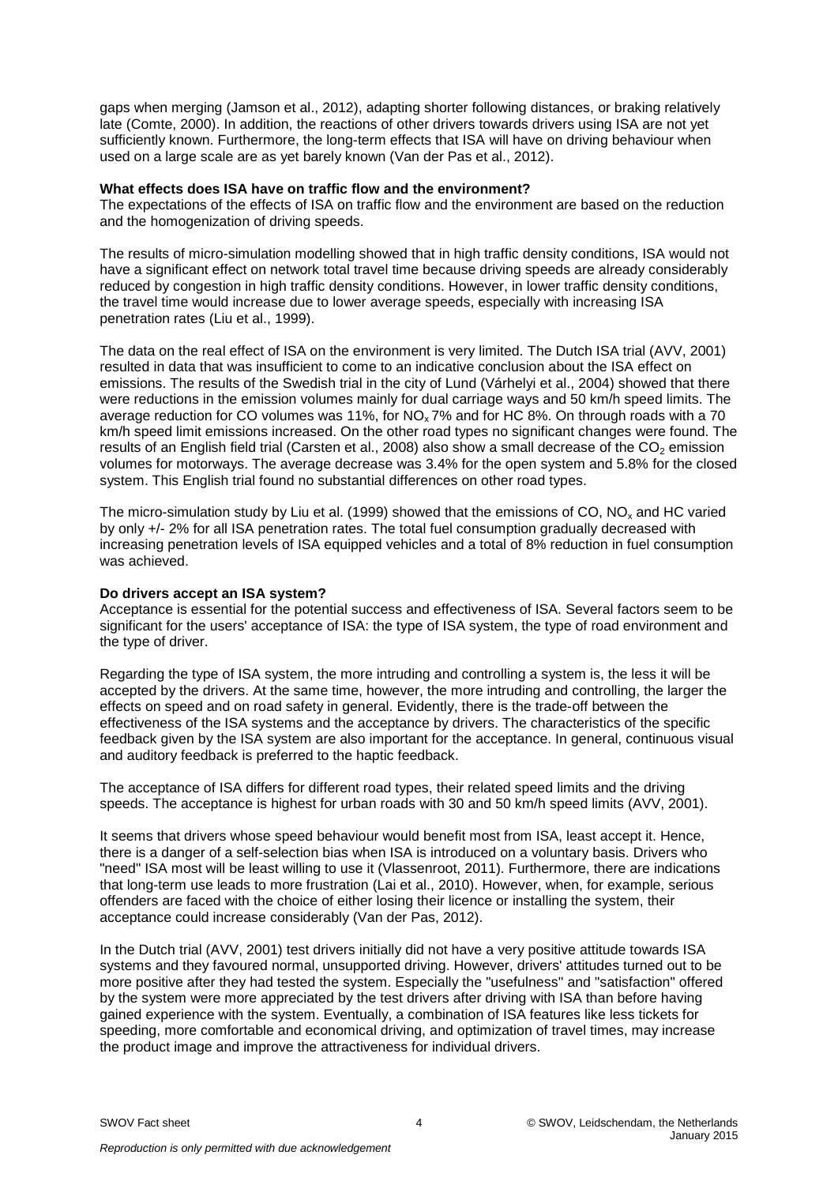gaps when merging (Jamson et al., 2012), adapting shorter following distances, or braking relatively late (Comte, 2000). In addition, the reactions of other drivers towards drivers using ISA are not yet sufficiently known. Furthermore, the long-term effects that ISA will have on driving behaviour when used on a large scale are as yet barely known (Van der Pas et al., 2012).

**What effects does ISA have on traffic flow and the environment?**

The expectations of the effects of ISA on traffic flow and the environment are based on the reduction and the homogenization of driving speeds.

The results of micro-simulation modelling showed that in high traffic density conditions, ISA would not have a significant effect on network total travel time because driving speeds are already considerably reduced by congestion in high traffic density conditions. However, in lower traffic density conditions, the travel time would increase due to lower average speeds, especially with increasing ISA penetration rates (Liu et al., 1999).

The data on the real effect of ISA on the environment is very limited. The Dutch ISA trial (AVV, 2001) resulted in data that was insufficient to come to an indicative conclusion about the ISA effect on emissions. The results of the Swedish trial in the city of Lund (Várhelyi et al., 2004) showed that there were reductions in the emission volumes mainly for dual carriage ways and 50 km/h speed limits. The average reduction for CO volumes was 11%, for $NO_x$ 7% and for HC 8%. On through roads with a 70 km/h speed limit emissions increased. On the other road types no significant changes were found. The results of an English field trial (Carsten et al., 2008) also show a small decrease of the $CO_2$ emission volumes for motorways. The average decrease was 3.4% for the open system and 5.8% for the closed system. This English trial found no substantial differences on other road types.

The micro-simulation study by Liu et al. (1999) showed that the emissions of CO, $NO_x$ and HC varied by only +/- 2% for all ISA penetration rates. The total fuel consumption gradually decreased with increasing penetration levels of ISA equipped vehicles and a total of 8% reduction in fuel consumption was achieved.

**Do drivers accept an ISA system?**

Acceptance is essential for the potential success and effectiveness of ISA. Several factors seem to be significant for the users' acceptance of ISA: the type of ISA system, the type of road environment and the type of driver.

Regarding the type of ISA system, the more intruding and controlling a system is, the less it will be accepted by the drivers. At the same time, however, the more intruding and controlling, the larger the effects on speed and on road safety in general. Evidently, there is the trade-off between the effectiveness of the ISA systems and the acceptance by drivers. The characteristics of the specific feedback given by the ISA system are also important for the acceptance. In general, continuous visual and auditory feedback is preferred to the haptic feedback.

The acceptance of ISA differs for different road types, their related speed limits and the driving speeds. The acceptance is highest for urban roads with 30 and 50 km/h speed limits (AVV, 2001).

It seems that drivers whose speed behaviour would benefit most from ISA, least accept it. Hence, there is a danger of a self-selection bias when ISA is introduced on a voluntary basis. Drivers who "need" ISA most will be least willing to use it (Vlassenroot, 2011). Furthermore, there are indications that long-term use leads to more frustration (Lai et al., 2010). However, when, for example, serious offenders are faced with the choice of either losing their licence or installing the system, their acceptance could increase considerably (Van der Pas, 2012).

In the Dutch trial (AVV, 2001) test drivers initially did not have a very positive attitude towards ISA systems and they favoured normal, unsupported driving. However, drivers' attitudes turned out to be more positive after they had tested the system. Especially the "usefulness" and "satisfaction" offered by the system were more appreciated by the test drivers after driving with ISA than before having gained experience with the system. Eventually, a combination of ISA features like less tickets for speeding, more comfortable and economical driving, and optimization of travel times, may increase the product image and improve the attractiveness for individual drivers.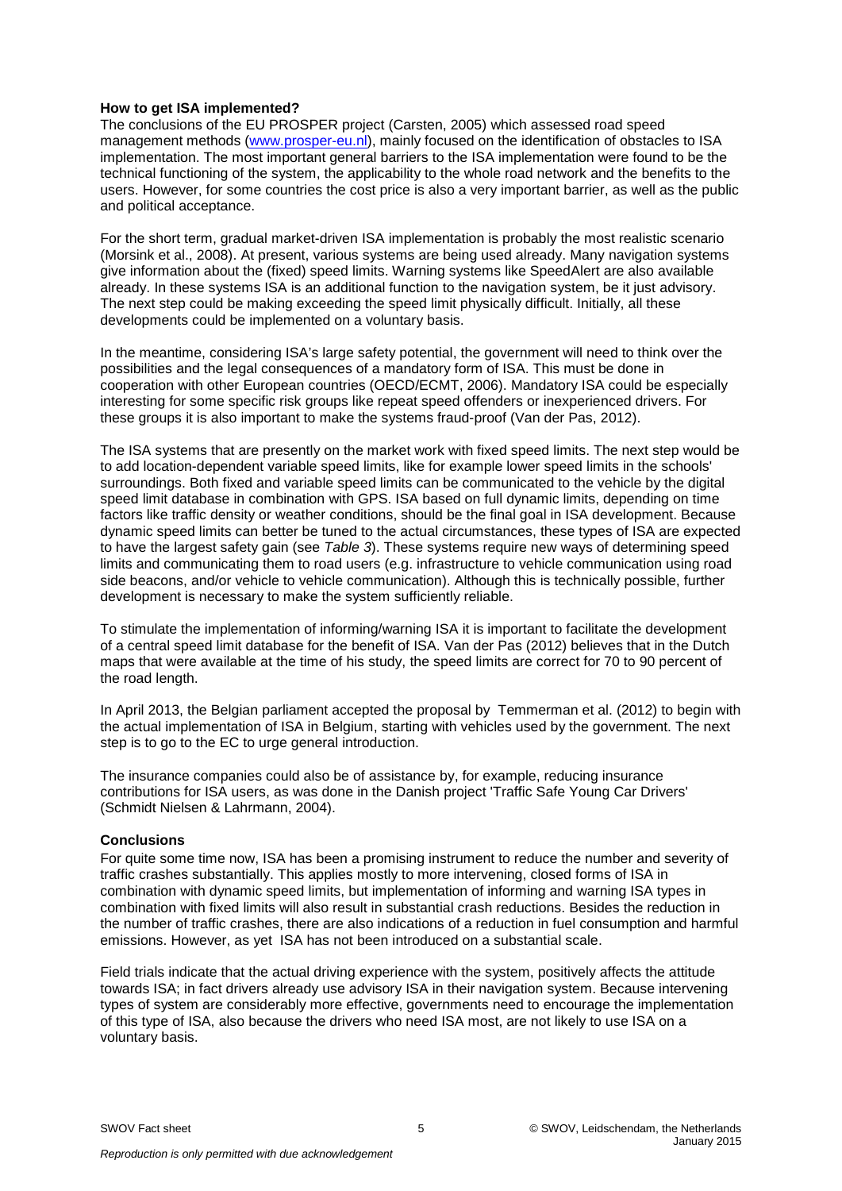**How to get ISA implemented?**

The conclusions of the EU PROSPER project (Carsten, 2005) which assessed road speed management methods (www.prosper-eu.nl), mainly focused on the identification of obstacles to ISA implementation. The most important general barriers to the ISA implementation were found to be the technical functioning of the system, the applicability to the whole road network and the benefits to the users. However, for some countries the cost price is also a very important barrier, as well as the public and political acceptance.

For the short term, gradual market-driven ISA implementation is probably the most realistic scenario (Morsink et al., 2008). At present, various systems are being used already. Many navigation systems give information about the (fixed) speed limits. Warning systems like SpeedAlert are also available already. In these systems ISA is an additional function to the navigation system, be it just advisory. The next step could be making exceeding the speed limit physically difficult. Initially, all these developments could be implemented on a voluntary basis.

In the meantime, considering ISA's large safety potential, the government will need to think over the possibilities and the legal consequences of a mandatory form of ISA. This must be done in cooperation with other European countries (OECD/ECMT, 2006). Mandatory ISA could be especially interesting for some specific risk groups like repeat speed offenders or inexperienced drivers. For these groups it is also important to make the systems fraud-proof (Van der Pas, 2012).

The ISA systems that are presently on the market work with fixed speed limits. The next step would be to add location-dependent variable speed limits, like for example lower speed limits in the schools' surroundings. Both fixed and variable speed limits can be communicated to the vehicle by the digital speed limit database in combination with GPS. ISA based on full dynamic limits, depending on time factors like traffic density or weather conditions, should be the final goal in ISA development. Because dynamic speed limits can better be tuned to the actual circumstances, these types of ISA are expected to have the largest safety gain (see *Table 3*). These systems require new ways of determining speed limits and communicating them to road users (e.g. infrastructure to vehicle communication using road side beacons, and/or vehicle to vehicle communication). Although this is technically possible, further development is necessary to make the system sufficiently reliable.

To stimulate the implementation of informing/warning ISA it is important to facilitate the development of a central speed limit database for the benefit of ISA. Van der Pas (2012) believes that in the Dutch maps that were available at the time of his study, the speed limits are correct for 70 to 90 percent of the road length.

In April 2013, the Belgian parliament accepted the proposal by Temmerman et al. (2012) to begin with the actual implementation of ISA in Belgium, starting with vehicles used by the government. The next step is to go to the EC to urge general introduction.

The insurance companies could also be of assistance by, for example, reducing insurance contributions for ISA users, as was done in the Danish project 'Traffic Safe Young Car Drivers' (Schmidt Nielsen & Lahrmann, 2004).

**Conclusions**

For quite some time now, ISA has been a promising instrument to reduce the number and severity of traffic crashes substantially. This applies mostly to more intervening, closed forms of ISA in combination with dynamic speed limits, but implementation of informing and warning ISA types in combination with fixed limits will also result in substantial crash reductions. Besides the reduction in the number of traffic crashes, there are also indications of a reduction in fuel consumption and harmful emissions. However, as yet ISA has not been introduced on a substantial scale.

Field trials indicate that the actual driving experience with the system, positively affects the attitude towards ISA; in fact drivers already use advisory ISA in their navigation system. Because intervening types of system are considerably more effective, governments need to encourage the implementation of this type of ISA, also because the drivers who need ISA most, are not likely to use ISA on a voluntary basis.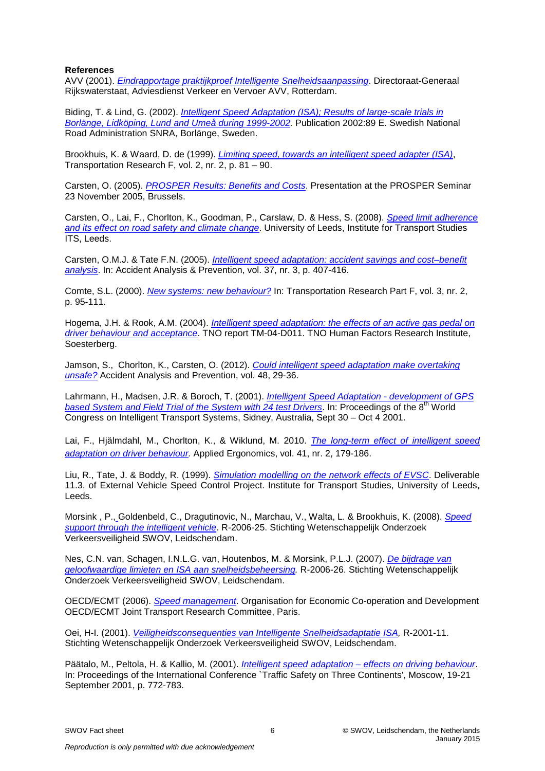**References**

AVV (2001). *Eindrapportage praktijkproef Intelligente Snelheidsaanpassing*. Directoraat-Generaal Rijkswaterstaat, Adviesdienst Verkeer en Vervoer AVV, Rotterdam.

Biding, T. & Lind, G. (2002). *Intelligent Speed Adaptation (ISA); Results of large-scale trials in Borlänge, Lidköping, Lund and Umeå during 1999-2002.* Publication 2002:89 E. Swedish National Road Administration SNRA, Borlänge, Sweden.

Brookhuis, K. & Waard, D. de (1999). *Limiting speed, towards an intelligent speed adapter (ISA)*, Transportation Research F, vol. 2, nr. 2, p. 81 – 90.

Carsten, O. (2005). *PROSPER Results: Benefits and Costs*. Presentation at the PROSPER Seminar 23 November 2005, Brussels.

Carsten, O., Lai, F., Chorlton, K., Goodman, P., Carslaw, D. & Hess, S. (2008). *Speed limit adherence and its effect on road safety and climate change*. University of Leeds, Institute for Transport Studies ITS, Leeds.

Carsten, O.M.J. & Tate F.N. (2005). *Intelligent speed adaptation: accident savings and cost–benefit analysis*. In: Accident Analysis & Prevention, vol. 37, nr. 3, p. 407-416.

Comte, S.L. (2000). *New systems: new behaviour?* In: Transportation Research Part F, vol. 3, nr. 2, p. 95-111.

Hogema, J.H. & Rook, A.M. (2004). *Intelligent speed adaptation: the effects of an active gas pedal on driver behaviour and acceptance*. TNO report TM-04-D011. TNO Human Factors Research Institute, Soesterberg.

Jamson, S., Chorlton, K., Carsten, O. (2012). *Could intelligent speed adaptation make overtaking unsafe?* Accident Analysis and Prevention, vol. 48, 29-36.

Lahrmann, H., Madsen, J.R. & Boroch, T. (2001). *Intelligent Speed Adaptation - development of GPS based System and Field Trial of the System with 24 test Drivers*. In: Proceedings of the 8th World Congress on Intelligent Transport Systems, Sidney, Australia, Sept 30 – Oct 4 2001.

Lai, F., Hjälmdahl, M., Chorlton, K., & Wiklund, M. 2010. *The long-term effect of intelligent speed adaptation on driver behaviour.* Applied Ergonomics, vol. 41, nr. 2, 179-186.

Liu, R., Tate, J. & Boddy, R. (1999). *Simulation modelling on the network effects of EVSC*. Deliverable 11.3. of External Vehicle Speed Control Project. Institute for Transport Studies, University of Leeds, Leeds.

Morsink , P., Goldenbeld, C., Dragutinovic, N., Marchau, V., Walta, L. & Brookhuis, K. (2008). *Speed support through the intelligent vehicle*. R-2006-25. Stichting Wetenschappelijk Onderzoek Verkeersveiligheid SWOV, Leidschendam.

Nes, C.N. van, Schagen, I.N.L.G. van, Houtenbos, M. & Morsink, P.L.J. (2007). *De bijdrage van geloofwaardige limieten en ISA aan snelheidsbeheersing.* R-2006-26. Stichting Wetenschappelijk Onderzoek Verkeersveiligheid SWOV, Leidschendam.

OECD/ECMT (2006). *Speed management*. Organisation for Economic Co-operation and Development OECD/ECMT Joint Transport Research Committee, Paris.

Oei, H-I. (2001). *Veiligheidsconsequenties van Intelligente Snelheidsadaptatie ISA,* R-2001-11. Stichting Wetenschappelijk Onderzoek Verkeersveiligheid SWOV, Leidschendam.

Päätalo, M., Peltola, H. & Kallio, M. (2001). *Intelligent speed adaptation – effects on driving behaviour*. In: Proceedings of the International Conference `Traffic Safety on Three Continents', Moscow, 19-21 September 2001, p. 772-783.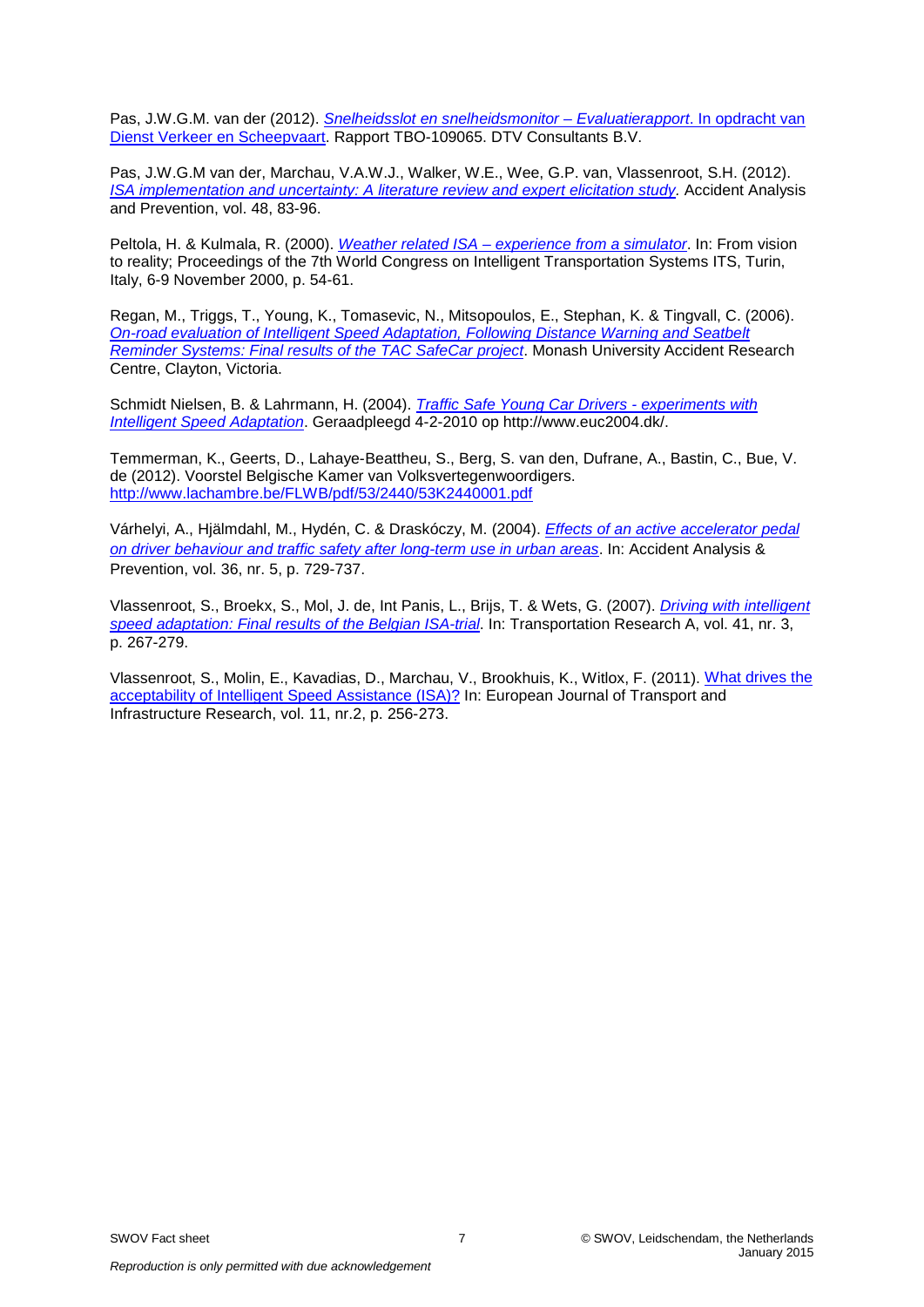Pas, J.W.G.M. van der (2012). *Snelheidsslot en snelheidsmonitor – Evaluatierapport*. In opdracht van Dienst Verkeer en Scheepvaart. Rapport TBO-109065. DTV Consultants B.V.

Pas, J.W.G.M van der, Marchau, V.A.W.J., Walker, W.E., Wee, G.P. van, Vlassenroot, S.H. (2012). *ISA implementation and uncertainty: A literature review and expert elicitation study*. Accident Analysis and Prevention, vol. 48, 83-96.

Peltola, H. & Kulmala, R. (2000). *Weather related ISA – experience from a simulator*. In: From vision to reality; Proceedings of the 7th World Congress on Intelligent Transportation Systems ITS, Turin, Italy, 6-9 November 2000, p. 54-61.

Regan, M., Triggs, T., Young, K., Tomasevic, N., Mitsopoulos, E., Stephan, K. & Tingvall, C. (2006). *On-road evaluation of Intelligent Speed Adaptation, Following Distance Warning and Seatbelt Reminder Systems: Final results of the TAC SafeCar project*. Monash University Accident Research Centre, Clayton, Victoria.

Schmidt Nielsen, B. & Lahrmann, H. (2004). *Traffic Safe Young Car Drivers - experiments with Intelligent Speed Adaptation*. Geraadpleegd 4-2-2010 op http://www.euc2004.dk/.

Temmerman, K., Geerts, D., Lahaye-Beattheu, S., Berg, S. van den, Dufrane, A., Bastin, C., Bue, V. de (2012). Voorstel Belgische Kamer van Volksvertegenwoordigers. http://www.lachambre.be/FLWB/pdf/53/2440/53K2440001.pdf

Várhelyi, A., Hjälmdahl, M., Hydén, C. & Draskóczy, M. (2004). *Effects of an active accelerator pedal on driver behaviour and traffic safety after long-term use in urban areas*. In: Accident Analysis & Prevention, vol. 36, nr. 5, p. 729-737.

Vlassenroot, S., Broekx, S., Mol, J. de, Int Panis, L., Brijs, T. & Wets, G. (2007). *Driving with intelligent speed adaptation: Final results of the Belgian ISA-trial*. In: Transportation Research A, vol. 41, nr. 3, p. 267-279.

Vlassenroot, S., Molin, E., Kavadias, D., Marchau, V., Brookhuis, K., Witlox, F. (2011). What drives the acceptability of Intelligent Speed Assistance (ISA)? In: European Journal of Transport and Infrastructure Research, vol. 11, nr.2, p. 256-273.